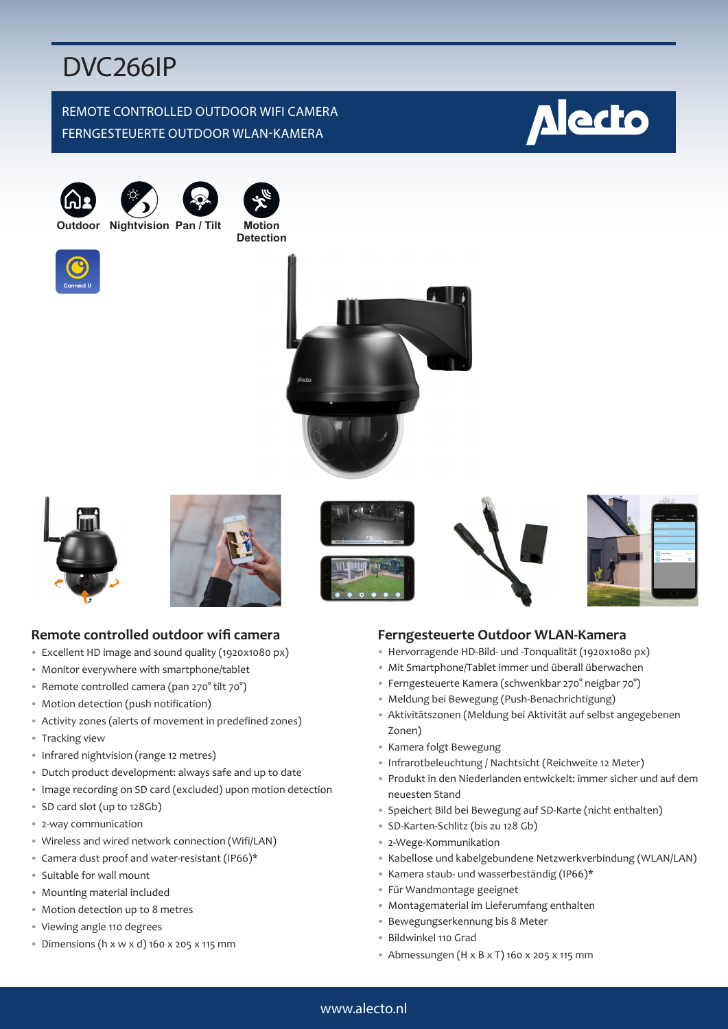# DVC266IP

REMOTE CONTROLLED OUTDOOR WIFI CAMERA
FERNGESTEUERTE OUTDOOR WLAN-KAMERA

Outdoor Nightvision Pan / Tilt Motion Detection

Connect U

## Remote controlled outdoor wifi camera

- Excellent HD image and sound quality (1920x1080 px)
- Monitor everywhere with smartphone/tablet
- Remote controlled camera (pan 270° tilt 70°)
- Motion detection (push notification)
- Activity zones (alerts of movement in predefined zones)
- Tracking view
- Infrared nightvision (range 12 metres)
- Dutch product development: always safe and up to date
- Image recording on SD card (excluded) upon motion detection
- SD card slot (up to 128Gb)
- 2-way communication
- Wireless and wired network connection (Wifi/LAN)
- Camera dust proof and water-resistant (IP66)*
- Suitable for wall mount
- Mounting material included
- Motion detection up to 8 metres
- Viewing angle 110 degrees
- Dimensions (h x w x d) 160 x 205 x 115 mm

## Ferngesteuerte Outdoor WLAN-Kamera

- Hervorragende HD-Bild- und -Tonqualität (1920x1080 px)
- Mit Smartphone/Tablet immer und überall überwachen
- Ferngesteuerte Kamera (schwenkbar 270° neigbar 70°)
- Meldung bei Bewegung (Push-Benachrichtigung)
- Aktivitätszonen (Meldung bei Aktivität auf selbst angegebenen Zonen)
- Kamera folgt Bewegung
- Infrarotbeleuchtung / Nachtsicht (Reichweite 12 Meter)
- Produkt in den Niederlanden entwickelt: immer sicher und auf dem neuesten Stand
- Speichert Bild bei Bewegung auf SD-Karte (nicht enthalten)
- SD-Karten-Schlitz (bis zu 128 Gb)
- 2-Wege-Kommunikation
- Kabellose und kabelgebundene Netzwerkverbindung (WLAN/LAN)
- Kamera staub- und wasserbeständig (IP66)*
- Für Wandmontage geeignet
- Montagematerial im Lieferumfang enthalten
- Bewegungserkennung bis 8 Meter
- Bildwinkel 110 Grad
- Abmessungen (H x B x T) 160 x 205 x 115 mm

www.alecto.nl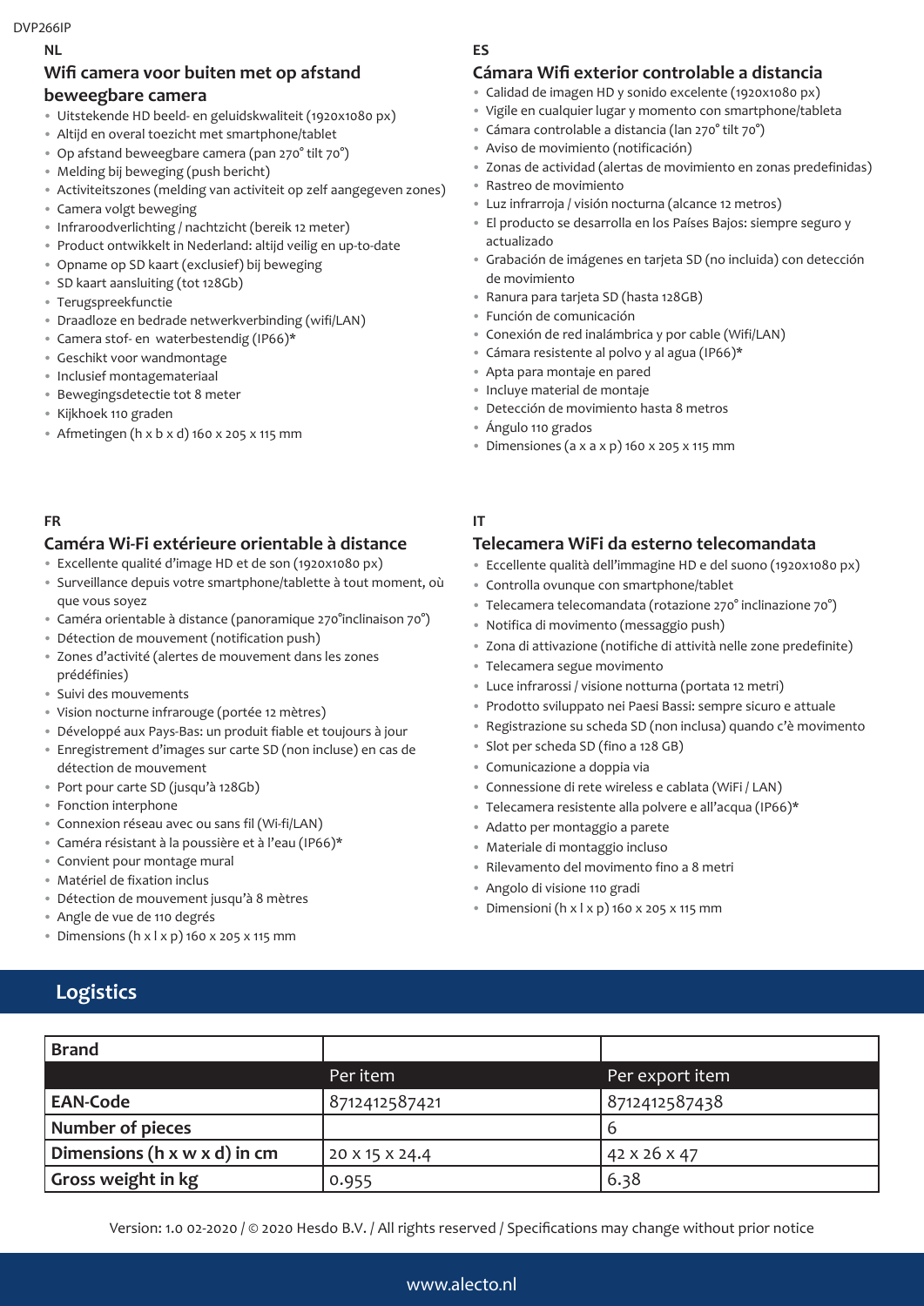DVP266IP

## NL

### Wifi camera voor buiten met op afstand beweegbare camera

- Uitstekende HD beeld- en geluidskwaliteit (1920x1080 px)
- Altijd en overal toezicht met smartphone/tablet
- Op afstand beweegbare camera (pan 270° tilt 70°)
- Melding bij beweging (push bericht)
- Activiteitszones (melding van activiteit op zelf aangegeven zones)
- Camera volgt beweging
- Infraroodverlichting / nachtzicht (bereik 12 meter)
- Product ontwikkelt in Nederland: altijd veilig en up-to-date
- Opname op SD kaart (exclusief) bij beweging
- SD kaart aansluiting (tot 128Gb)
- Terugspreekfunctie
- Draadloze en bedrade netwerkverbinding (wifi/LAN)
- Camera stof- en waterbestendig (IP66)*
- Geschikt voor wandmontage
- Inclusief montagemateriaal
- Bewegingsdetectie tot 8 meter
- Kijkhoek 110 graden
- Afmetingen (h x b x d) 160 x 205 x 115 mm

## ES

### Cámara Wifi exterior controlable a distancia

- Calidad de imagen HD y sonido excelente (1920x1080 px)
- Vigile en cualquier lugar y momento con smartphone/tableta
- Cámara controlable a distancia (lan 270° tilt 70°)
- Aviso de movimiento (notificación)
- Zonas de actividad (alertas de movimiento en zonas predefinidas)
- Rastreo de movimiento
- Luz infrarroja / visión nocturna (alcance 12 metros)
- El producto se desarrolla en los Países Bajos: siempre seguro y actualizado
- Grabación de imágenes en tarjeta SD (no incluida) con detección de movimiento
- Ranura para tarjeta SD (hasta 128GB)
- Función de comunicación
- Conexión de red inalámbrica y por cable (Wifi/LAN)
- Cámara resistente al polvo y al agua (IP66)*
- Apta para montaje en pared
- Incluye material de montaje
- Detección de movimiento hasta 8 metros
- Ángulo 110 grados
- Dimensiones (a x a x p) 160 x 205 x 115 mm

## FR

### Caméra Wi-Fi extérieure orientable à distance

- Excellente qualité d'image HD et de son (1920x1080 px)
- Surveillance depuis votre smartphone/tablette à tout moment, où que vous soyez
- Caméra orientable à distance (panoramique 270°inclinaison 70°)
- Détection de mouvement (notification push)
- Zones d'activité (alertes de mouvement dans les zones prédéfinies)
- Suivi des mouvements
- Vision nocturne infrarouge (portée 12 mètres)
- Développé aux Pays-Bas: un produit fiable et toujours à jour
- Enregistrement d'images sur carte SD (non incluse) en cas de détection de mouvement
- Port pour carte SD (jusqu'à 128Gb)
- Fonction interphone
- Connexion réseau avec ou sans fil (Wi-fi/LAN)
- Caméra résistant à la poussière et à l'eau (IP66)*
- Convient pour montage mural
- Matériel de fixation inclus
- Détection de mouvement jusqu'à 8 mètres
- Angle de vue de 110 degrés
- Dimensions (h x l x p) 160 x 205 x 115 mm

## IT

### Telecamera WiFi da esterno telecomandata

- Eccellente qualità dell'immagine HD e del suono (1920x1080 px)
- Controlla ovunque con smartphone/tablet
- Telecamera telecomandata (rotazione 270° inclinazione 70°)
- Notifica di movimento (messaggio push)
- Zona di attivazione (notifiche di attività nelle zone predefinite)
- Telecamera segue movimento
- Luce infrarossi / visione notturna (portata 12 metri)
- Prodotto sviluppato nei Paesi Bassi: sempre sicuro e attuale
- Registrazione su scheda SD (non inclusa) quando c'è movimento
- Slot per scheda SD (fino a 128 GB)
- Comunicazione a doppia via
- Connessione di rete wireless e cablata (WiFi / LAN)
- Telecamera resistente alla polvere e all'acqua (IP66)*
- Adatto per montaggio a parete
- Materiale di montaggio incluso
- Rilevamento del movimento fino a 8 metri
- Angolo di visione 110 gradi
- Dimensioni (h x l x p) 160 x 205 x 115 mm

## Logistics

| Brand | | |
|---|---|---|
| | Per item | Per export item |
| EAN-Code | 8712412587421 | 8712412587438 |
| Number of pieces | | 6 |
| Dimensions (h x w x d) in cm | 20 x 15 x 24.4 | 42 x 26 x 47 |
| Gross weight in kg | 0.955 | 6.38 |

Version: 1.0 02-2020 / © 2020 Hesdo B.V. / All rights reserved / Specifications may change without prior notice

www.alecto.nl